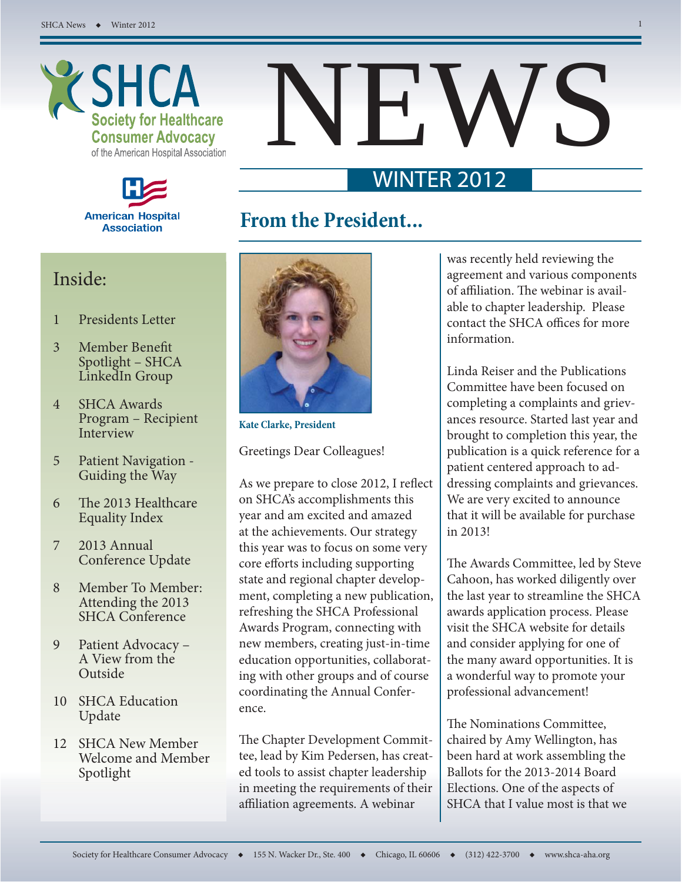# SHCA Society for Healthcare Consumer Advocacy of the American Hospital Association

American Hospital Association

# NEWS

## WINTER 2012

## Inside:

1 Presidents Letter

3 Member Benefit Spotlight – SHCA LinkedIn Group

4 SHCA Awards Program – Recipient Interview

5 Patient Navigation - Guiding the Way

6 The 2013 Healthcare Equality Index

7 2013 Annual Conference Update

8 Member To Member: Attending the 2013 SHCA Conference

9 Patient Advocacy – A View from the Outside

10 SHCA Education Update

12 SHCA New Member Welcome and Member Spotlight

## From the President...

**Kate Clarke, President**

Greetings Dear Colleagues!

As we prepare to close 2012, I reflect on SHCA's accomplishments this year and am excited and amazed at the achievements. Our strategy this year was to focus on some very core efforts including supporting state and regional chapter development, completing a new publication, refreshing the SHCA Professional Awards Program, connecting with new members, creating just-in-time education opportunities, collaborating with other groups and of course coordinating the Annual Conference.

The Chapter Development Committee, lead by Kim Pedersen, has created tools to assist chapter leadership in meeting the requirements of their affiliation agreements. A webinar was recently held reviewing the agreement and various components of affiliation. The webinar is available to chapter leadership. Please contact the SHCA offices for more information.

Linda Reiser and the Publications Committee have been focused on completing a complaints and grievances resource. Started last year and brought to completion this year, the publication is a quick reference for a patient centered approach to addressing complaints and grievances. We are very excited to announce that it will be available for purchase in 2013!

The Awards Committee, led by Steve Cahoon, has worked diligently over the last year to streamline the SHCA awards application process. Please visit the SHCA website for details and consider applying for one of the many award opportunities. It is a wonderful way to promote your professional advancement!

The Nominations Committee, chaired by Amy Wellington, has been hard at work assembling the Ballots for the 2013-2014 Board Elections. One of the aspects of SHCA that I value most is that we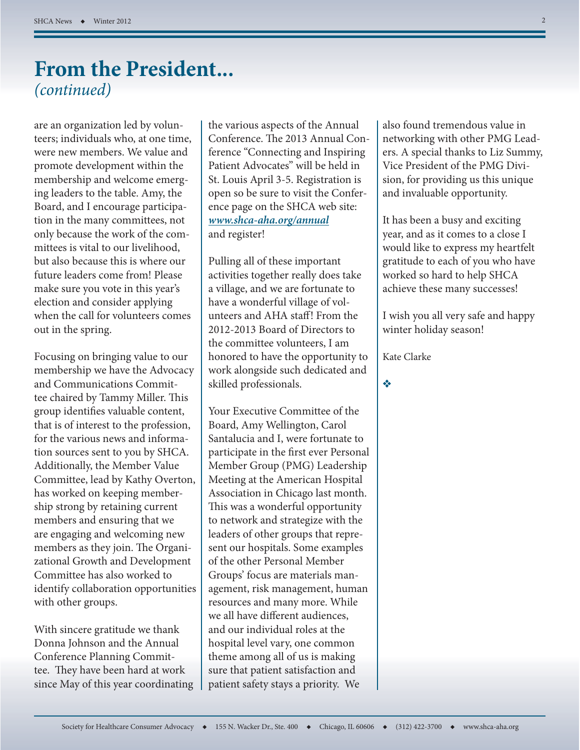# From the President...

*(continued)*

are an organization led by volunteers; individuals who, at one time, were new members. We value and promote development within the membership and welcome emerging leaders to the table. Amy, the Board, and I encourage participation in the many committees, not only because the work of the committees is vital to our livelihood, but also because this is where our future leaders come from! Please make sure you vote in this year's election and consider applying when the call for volunteers comes out in the spring.

Focusing on bringing value to our membership we have the Advocacy and Communications Committee chaired by Tammy Miller. This group identifies valuable content, that is of interest to the profession, for the various news and information sources sent to you by SHCA. Additionally, the Member Value Committee, lead by Kathy Overton, has worked on keeping membership strong by retaining current members and ensuring that we are engaging and welcoming new members as they join. The Organizational Growth and Development Committee has also worked to identify collaboration opportunities with other groups.

With sincere gratitude we thank Donna Johnson and the Annual Conference Planning Committee. They have been hard at work since May of this year coordinating the various aspects of the Annual Conference. The 2013 Annual Conference "Connecting and Inspiring Patient Advocates" will be held in St. Louis April 3-5. Registration is open so be sure to visit the Conference page on the SHCA web site: ***www.shca-aha.org/annual*** and register!

Pulling all of these important activities together really does take a village, and we are fortunate to have a wonderful village of volunteers and AHA staff! From the 2012-2013 Board of Directors to the committee volunteers, I am honored to have the opportunity to work alongside such dedicated and skilled professionals.

Your Executive Committee of the Board, Amy Wellington, Carol Santalucia and I, were fortunate to participate in the first ever Personal Member Group (PMG) Leadership Meeting at the American Hospital Association in Chicago last month. This was a wonderful opportunity to network and strategize with the leaders of other groups that represent our hospitals. Some examples of the other Personal Member Groups' focus are materials management, risk management, human resources and many more. While we all have different audiences, and our individual roles at the hospital level vary, one common theme among all of us is making sure that patient satisfaction and patient safety stays a priority. We also found tremendous value in networking with other PMG Leaders. A special thanks to Liz Summy, Vice President of the PMG Division, for providing us this unique and invaluable opportunity.

It has been a busy and exciting year, and as it comes to a close I would like to express my heartfelt gratitude to each of you who have worked so hard to help SHCA achieve these many successes!

I wish you all very safe and happy winter holiday season!

Kate Clarke

❖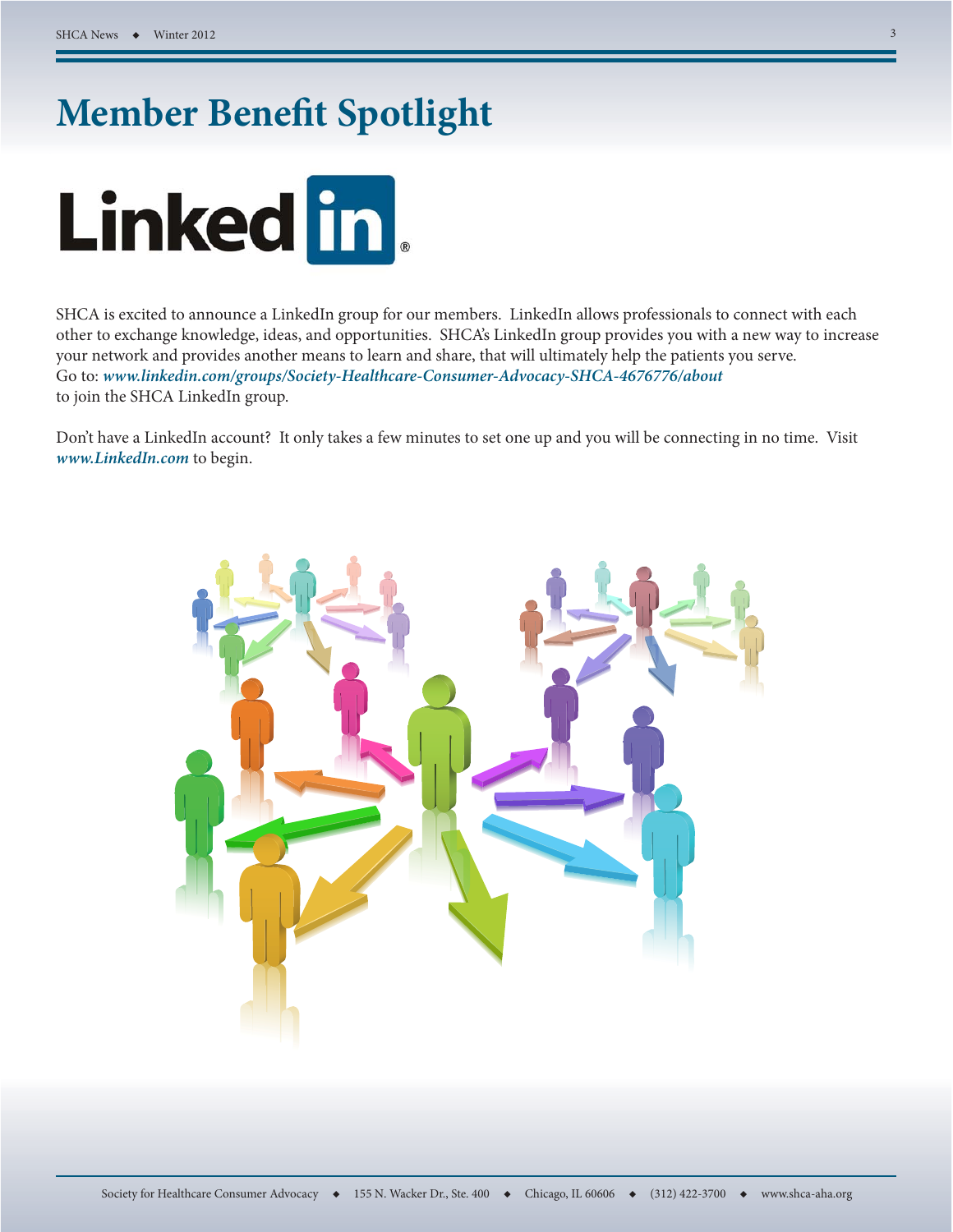# Member Benefit Spotlight

SHCA is excited to announce a LinkedIn group for our members. LinkedIn allows professionals to connect with each other to exchange knowledge, ideas, and opportunities. SHCA's LinkedIn group provides you with a new way to increase your network and provides another means to learn and share, that will ultimately help the patients you serve. Go to: ***www.linkedin.com/groups/Society-Healthcare-Consumer-Advocacy-SHCA-4676776/about*** to join the SHCA LinkedIn group.

Don't have a LinkedIn account? It only takes a few minutes to set one up and you will be connecting in no time. Visit ***www.LinkedIn.com*** to begin.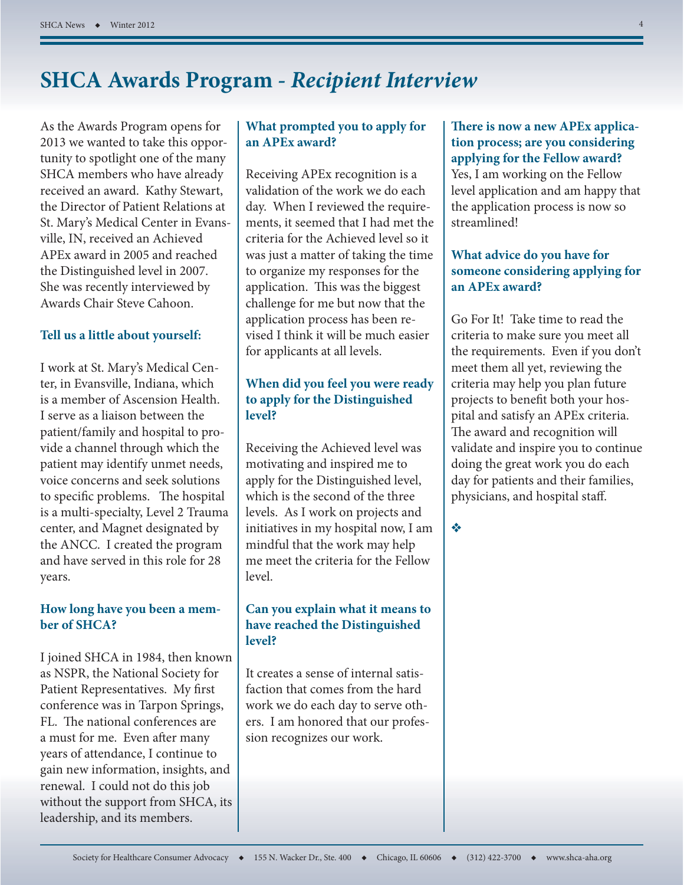# SHCA Awards Program - *Recipient Interview*

As the Awards Program opens for 2013 we wanted to take this opportunity to spotlight one of the many SHCA members who have already received an award. Kathy Stewart, the Director of Patient Relations at St. Mary's Medical Center in Evansville, IN, received an Achieved APEx award in 2005 and reached the Distinguished level in 2007. She was recently interviewed by Awards Chair Steve Cahoon.

**Tell us a little about yourself:**

I work at St. Mary's Medical Center, in Evansville, Indiana, which is a member of Ascension Health. I serve as a liaison between the patient/family and hospital to provide a channel through which the patient may identify unmet needs, voice concerns and seek solutions to specific problems. The hospital is a multi-specialty, Level 2 Trauma center, and Magnet designated by the ANCC. I created the program and have served in this role for 28 years.

**How long have you been a member of SHCA?**

I joined SHCA in 1984, then known as NSPR, the National Society for Patient Representatives. My first conference was in Tarpon Springs, FL. The national conferences are a must for me. Even after many years of attendance, I continue to gain new information, insights, and renewal. I could not do this job without the support from SHCA, its leadership, and its members.

**What prompted you to apply for an APEx award?**

Receiving APEx recognition is a validation of the work we do each day. When I reviewed the requirements, it seemed that I had met the criteria for the Achieved level so it was just a matter of taking the time to organize my responses for the application. This was the biggest challenge for me but now that the application process has been revised I think it will be much easier for applicants at all levels.

**When did you feel you were ready to apply for the Distinguished level?**

Receiving the Achieved level was motivating and inspired me to apply for the Distinguished level, which is the second of the three levels. As I work on projects and initiatives in my hospital now, I am mindful that the work may help me meet the criteria for the Fellow level.

**Can you explain what it means to have reached the Distinguished level?**

It creates a sense of internal satisfaction that comes from the hard work we do each day to serve others. I am honored that our profession recognizes our work.

**There is now a new APEx application process; are you considering applying for the Fellow award?**

Yes, I am working on the Fellow level application and am happy that the application process is now so streamlined!

**What advice do you have for someone considering applying for an APEx award?**

Go For It! Take time to read the criteria to make sure you meet all the requirements. Even if you don't meet them all yet, reviewing the criteria may help you plan future projects to benefit both your hospital and satisfy an APEx criteria. The award and recognition will validate and inspire you to continue doing the great work you do each day for patients and their families, physicians, and hospital staff.

❖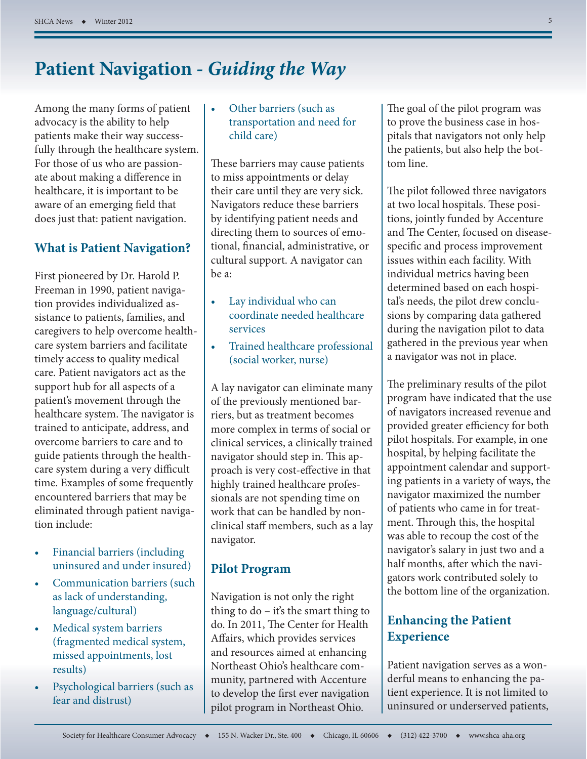# Patient Navigation - *Guiding the Way*

Among the many forms of patient advocacy is the ability to help patients make their way successfully through the healthcare system. For those of us who are passionate about making a difference in healthcare, it is important to be aware of an emerging field that does just that: patient navigation.

## What is Patient Navigation?

First pioneered by Dr. Harold P. Freeman in 1990, patient navigation provides individualized assistance to patients, families, and caregivers to help overcome healthcare system barriers and facilitate timely access to quality medical care. Patient navigators act as the support hub for all aspects of a patient's movement through the healthcare system. The navigator is trained to anticipate, address, and overcome barriers to care and to guide patients through the healthcare system during a very difficult time. Examples of some frequently encountered barriers that may be eliminated through patient navigation include:

- Financial barriers (including uninsured and under insured)
- Communication barriers (such as lack of understanding, language/cultural)
- Medical system barriers (fragmented medical system, missed appointments, lost results)
- Psychological barriers (such as fear and distrust)
- Other barriers (such as transportation and need for child care)

These barriers may cause patients to miss appointments or delay their care until they are very sick. Navigators reduce these barriers by identifying patient needs and directing them to sources of emotional, financial, administrative, or cultural support. A navigator can be a:

- Lay individual who can coordinate needed healthcare services
- Trained healthcare professional (social worker, nurse)

A lay navigator can eliminate many of the previously mentioned barriers, but as treatment becomes more complex in terms of social or clinical services, a clinically trained navigator should step in. This approach is very cost-effective in that highly trained healthcare professionals are not spending time on work that can be handled by nonclinical staff members, such as a lay navigator.

## Pilot Program

Navigation is not only the right thing to do – it's the smart thing to do. In 2011, The Center for Health Affairs, which provides services and resources aimed at enhancing Northeast Ohio's healthcare community, partnered with Accenture to develop the first ever navigation pilot program in Northeast Ohio.

The goal of the pilot program was to prove the business case in hospitals that navigators not only help the patients, but also help the bottom line.

The pilot followed three navigators at two local hospitals. These positions, jointly funded by Accenture and The Center, focused on disease-specific and process improvement issues within each facility. With individual metrics having been determined based on each hospital's needs, the pilot drew conclusions by comparing data gathered during the navigation pilot to data gathered in the previous year when a navigator was not in place.

The preliminary results of the pilot program have indicated that the use of navigators increased revenue and provided greater efficiency for both pilot hospitals. For example, in one hospital, by helping facilitate the appointment calendar and supporting patients in a variety of ways, the navigator maximized the number of patients who came in for treatment. Through this, the hospital was able to recoup the cost of the navigator's salary in just two and a half months, after which the navigators work contributed solely to the bottom line of the organization.

## Enhancing the Patient Experience

Patient navigation serves as a wonderful means to enhancing the patient experience. It is not limited to uninsured or underserved patients,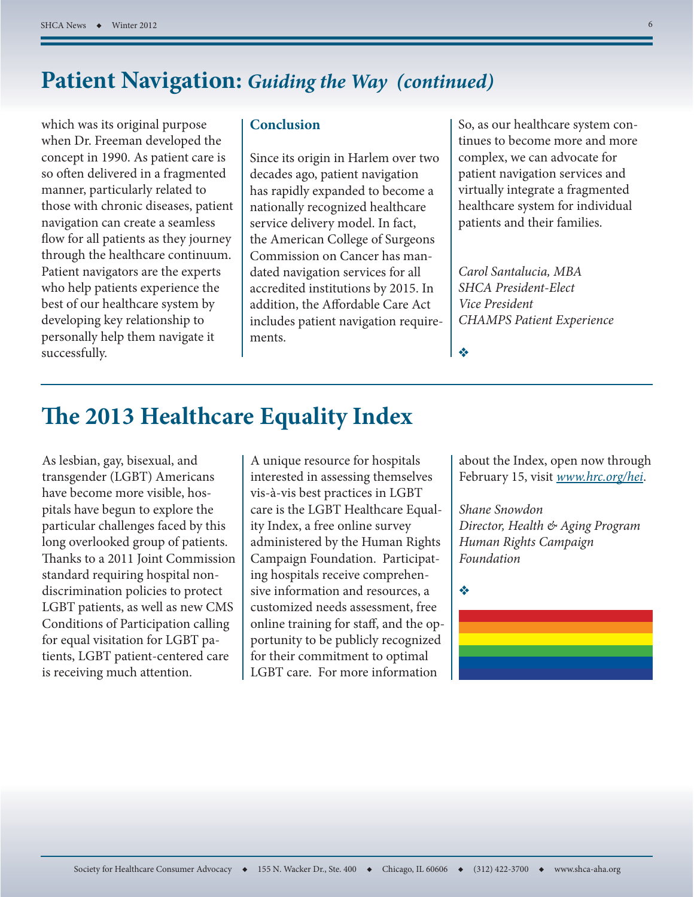# Patient Navigation: *Guiding the Way (continued)*

which was its original purpose when Dr. Freeman developed the concept in 1990. As patient care is so often delivered in a fragmented manner, particularly related to those with chronic diseases, patient navigation can create a seamless flow for all patients as they journey through the healthcare continuum. Patient navigators are the experts who help patients experience the best of our healthcare system by developing key relationship to personally help them navigate it successfully.

### Conclusion

Since its origin in Harlem over two decades ago, patient navigation has rapidly expanded to become a nationally recognized healthcare service delivery model. In fact, the American College of Surgeons Commission on Cancer has mandated navigation services for all accredited institutions by 2015. In addition, the Affordable Care Act includes patient navigation requirements.

So, as our healthcare system continues to become more and more complex, we can advocate for patient navigation services and virtually integrate a fragmented healthcare system for individual patients and their families.

*Carol Santalucia, MBA*
*SHCA President-Elect*
*Vice President*
*CHAMPS Patient Experience*

❖

# The 2013 Healthcare Equality Index

As lesbian, gay, bisexual, and transgender (LGBT) Americans have become more visible, hospitals have begun to explore the particular challenges faced by this long overlooked group of patients. Thanks to a 2011 Joint Commission standard requiring hospital non-discrimination policies to protect LGBT patients, as well as new CMS Conditions of Participation calling for equal visitation for LGBT patients, LGBT patient-centered care is receiving much attention.

A unique resource for hospitals interested in assessing themselves vis-à-vis best practices in LGBT care is the LGBT Healthcare Equality Index, a free online survey administered by the Human Rights Campaign Foundation. Participating hospitals receive comprehensive information and resources, a customized needs assessment, free online training for staff, and the opportunity to be publicly recognized for their commitment to optimal LGBT care. For more information about the Index, open now through February 15, visit [www.hrc.org/hei](www.hrc.org/hei).

*Shane Snowdon*
*Director, Health & Aging Program*
*Human Rights Campaign Foundation*

❖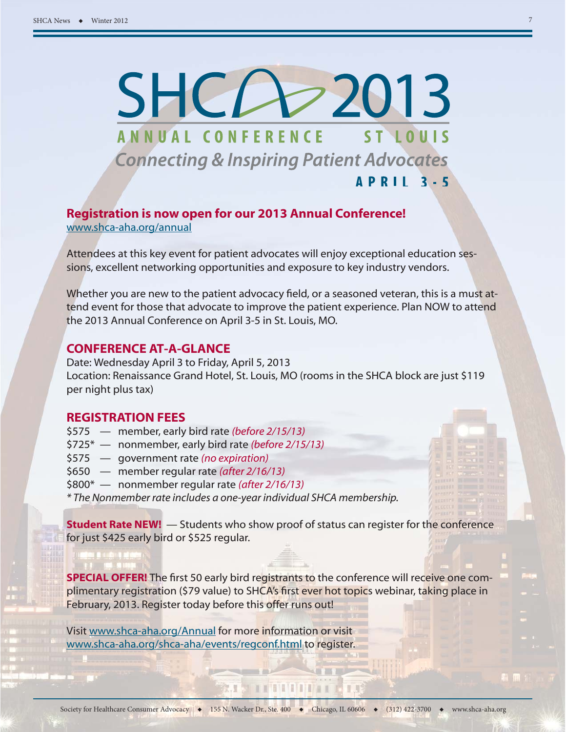# SHCA 2013

## ANNUAL CONFERENCE ST LOUIS

*Connecting & Inspiring Patient Advocates*

**APRIL 3 - 5**

**Registration is now open for our 2013 Annual Conference!**
www.shca-aha.org/annual

Attendees at this key event for patient advocates will enjoy exceptional education sessions, excellent networking opportunities and exposure to key industry vendors.

Whether you are new to the patient advocacy field, or a seasoned veteran, this is a must attend event for those that advocate to improve the patient experience. Plan NOW to attend the 2013 Annual Conference on April 3-5 in St. Louis, MO.

## CONFERENCE AT-A-GLANCE

Date: Wednesday April 3 to Friday, April 5, 2013
Location: Renaissance Grand Hotel, St. Louis, MO (rooms in the SHCA block are just $119 per night plus tax)

## REGISTRATION FEES

$575 — member, early bird rate *(before 2/15/13)*
$725* — nonmember, early bird rate *(before 2/15/13)*
$575 — government rate *(no expiration)*
$650 — member regular rate *(after 2/16/13)*
$800* — nonmember regular rate *(after 2/16/13)*
*\* The Nonmember rate includes a one-year individual SHCA membership.*

**Student Rate NEW!** — Students who show proof of status can register for the conference for just $425 early bird or $525 regular.

**SPECIAL OFFER!** The first 50 early bird registrants to the conference will receive one complimentary registration ($79 value) to SHCA's first ever hot topics webinar, taking place in February, 2013. Register today before this offer runs out!

Visit www.shca-aha.org/Annual for more information or visit www.shca-aha.org/shca-aha/events/regconf.html to register.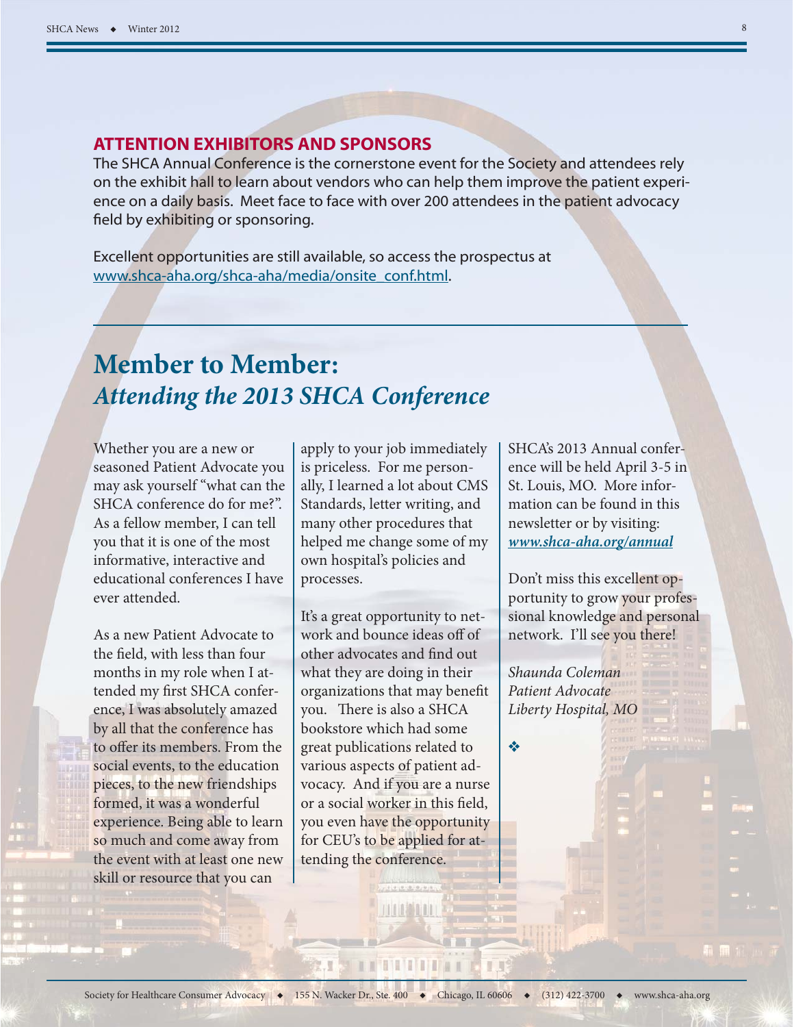## ATTENTION EXHIBITORS AND SPONSORS

The SHCA Annual Conference is the cornerstone event for the Society and attendees rely on the exhibit hall to learn about vendors who can help them improve the patient experience on a daily basis. Meet face to face with over 200 attendees in the patient advocacy field by exhibiting or sponsoring.

Excellent opportunities are still available, so access the prospectus at www.shca-aha.org/shca-aha/media/onsite_conf.html.

---

# Member to Member: *Attending the 2013 SHCA Conference*

Whether you are a new or seasoned Patient Advocate you may ask yourself "what can the SHCA conference do for me?". As a fellow member, I can tell you that it is one of the most informative, interactive and educational conferences I have ever attended.

As a new Patient Advocate to the field, with less than four months in my role when I attended my first SHCA conference, I was absolutely amazed by all that the conference has to offer its members. From the social events, to the education pieces, to the new friendships formed, it was a wonderful experience. Being able to learn so much and come away from the event with at least one new skill or resource that you can apply to your job immediately is priceless. For me personally, I learned a lot about CMS Standards, letter writing, and many other procedures that helped me change some of my own hospital's policies and processes.

It's a great opportunity to network and bounce ideas off of other advocates and find out what they are doing in their organizations that may benefit you. There is also a SHCA bookstore which had some great publications related to various aspects of patient advocacy. And if you are a nurse or a social worker in this field, you even have the opportunity for CEU's to be applied for attending the conference.

SHCA's 2013 Annual conference will be held April 3-5 in St. Louis, MO. More information can be found in this newsletter or by visiting: ***www.shca-aha.org/annual***

Don't miss this excellent opportunity to grow your professional knowledge and personal network. I'll see you there!

*Shaunda Coleman*
*Patient Advocate*
*Liberty Hospital, MO*

❖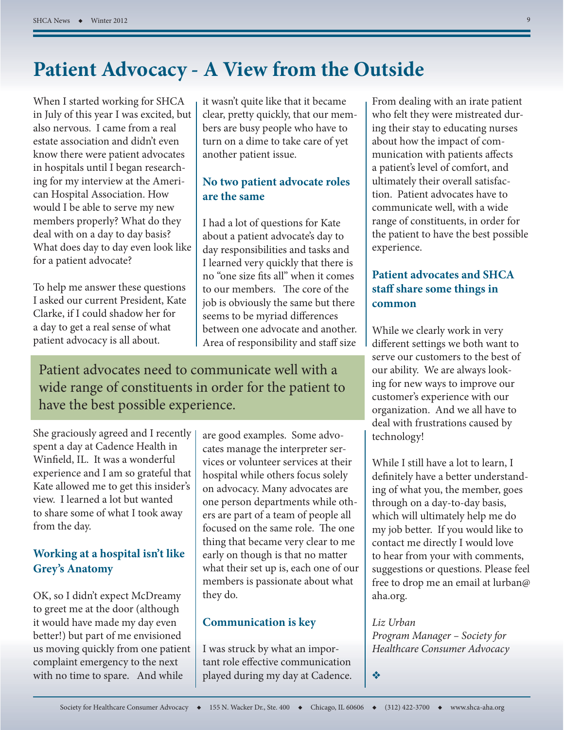# Patient Advocacy - A View from the Outside

When I started working for SHCA in July of this year I was excited, but also nervous. I came from a real estate association and didn't even know there were patient advocates in hospitals until I began researching for my interview at the American Hospital Association. How would I be able to serve my new members properly? What do they deal with on a day to day basis? What does day to day even look like for a patient advocate?

To help me answer these questions I asked our current President, Kate Clarke, if I could shadow her for a day to get a real sense of what patient advocacy is all about.

She graciously agreed and I recently spent a day at Cadence Health in Winfield, IL. It was a wonderful experience and I am so grateful that Kate allowed me to get this insider's view. I learned a lot but wanted to share some of what I took away from the day.

### Working at a hospital isn't like Grey's Anatomy

OK, so I didn't expect McDreamy to greet me at the door (although it would have made my day even better!) but part of me envisioned us moving quickly from one patient complaint emergency to the next with no time to spare. And while it wasn't quite like that it became clear, pretty quickly, that our members are busy people who have to turn on a dime to take care of yet another patient issue.

### No two patient advocate roles are the same

I had a lot of questions for Kate about a patient advocate's day to day responsibilities and tasks and I learned very quickly that there is no "one size fits all" when it comes to our members. The core of the job is obviously the same but there seems to be myriad differences between one advocate and another. Area of responsibility and staff size are good examples. Some advocates manage the interpreter services or volunteer services at their hospital while others focus solely on advocacy. Many advocates are one person departments while others are part of a team of people all focused on the same role. The one thing that became very clear to me early on though is that no matter what their set up is, each one of our members is passionate about what they do.

> Patient advocates need to communicate well with a wide range of constituents in order for the patient to have the best possible experience.

### Communication is key

I was struck by what an important role effective communication played during my day at Cadence. From dealing with an irate patient who felt they were mistreated during their stay to educating nurses about how the impact of communication with patients affects a patient's level of comfort, and ultimately their overall satisfaction. Patient advocates have to communicate well, with a wide range of constituents, in order for the patient to have the best possible experience.

### Patient advocates and SHCA staff share some things in common

While we clearly work in very different settings we both want to serve our customers to the best of our ability. We are always looking for new ways to improve our customer's experience with our organization. And we all have to deal with frustrations caused by technology!

While I still have a lot to learn, I definitely have a better understanding of what you, the member, goes through on a day-to-day basis, which will ultimately help me do my job better. If you would like to contact me directly I would love to hear from your with comments, suggestions or questions. Please feel free to drop me an email at lurban@aha.org.

*Liz Urban*
*Program Manager – Society for Healthcare Consumer Advocacy*

❖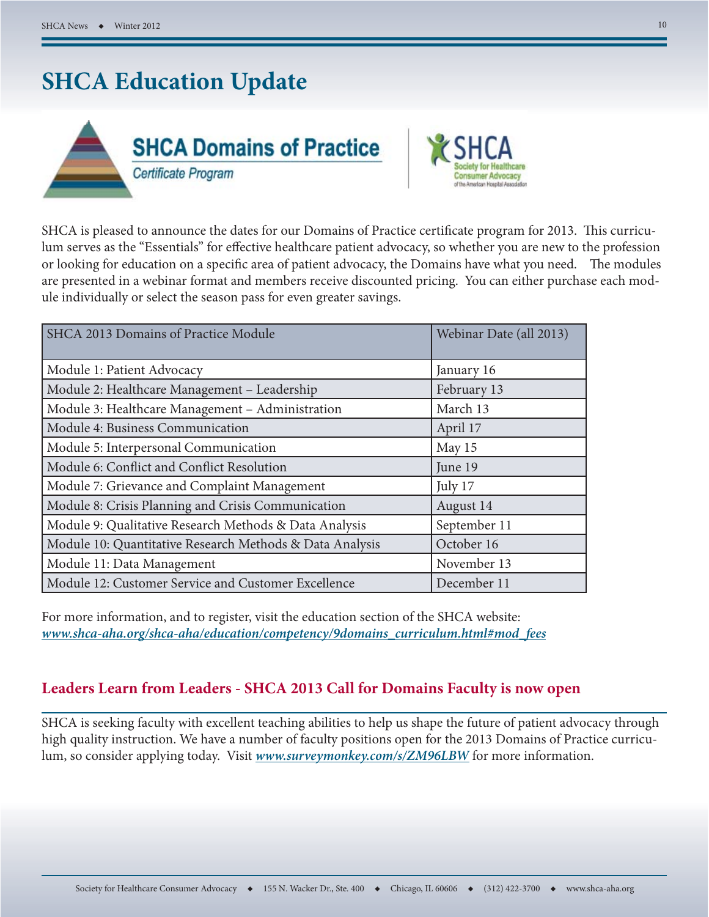# SHCA Education Update

**SHCA Domains of Practice**

*Certificate Program*

SHCA is pleased to announce the dates for our Domains of Practice certificate program for 2013. This curriculum serves as the "Essentials" for effective healthcare patient advocacy, so whether you are new to the profession or looking for education on a specific area of patient advocacy, the Domains have what you need. The modules are presented in a webinar format and members receive discounted pricing. You can either purchase each module individually or select the season pass for even greater savings.

| SHCA 2013 Domains of Practice Module | Webinar Date (all 2013) |
|---|---|
| Module 1: Patient Advocacy | January 16 |
| Module 2: Healthcare Management – Leadership | February 13 |
| Module 3: Healthcare Management – Administration | March 13 |
| Module 4: Business Communication | April 17 |
| Module 5: Interpersonal Communication | May 15 |
| Module 6: Conflict and Conflict Resolution | June 19 |
| Module 7: Grievance and Complaint Management | July 17 |
| Module 8: Crisis Planning and Crisis Communication | August 14 |
| Module 9: Qualitative Research Methods & Data Analysis | September 11 |
| Module 10: Quantitative Research Methods & Data Analysis | October 16 |
| Module 11: Data Management | November 13 |
| Module 12: Customer Service and Customer Excellence | December 11 |

For more information, and to register, visit the education section of the SHCA website:
***www.shca-aha.org/shca-aha/education/competency/9domains_curriculum.html#mod_fees***

## Leaders Learn from Leaders - SHCA 2013 Call for Domains Faculty is now open

SHCA is seeking faculty with excellent teaching abilities to help us shape the future of patient advocacy through high quality instruction. We have a number of faculty positions open for the 2013 Domains of Practice curriculum, so consider applying today. Visit ***www.surveymonkey.com/s/ZM96LBW*** for more information.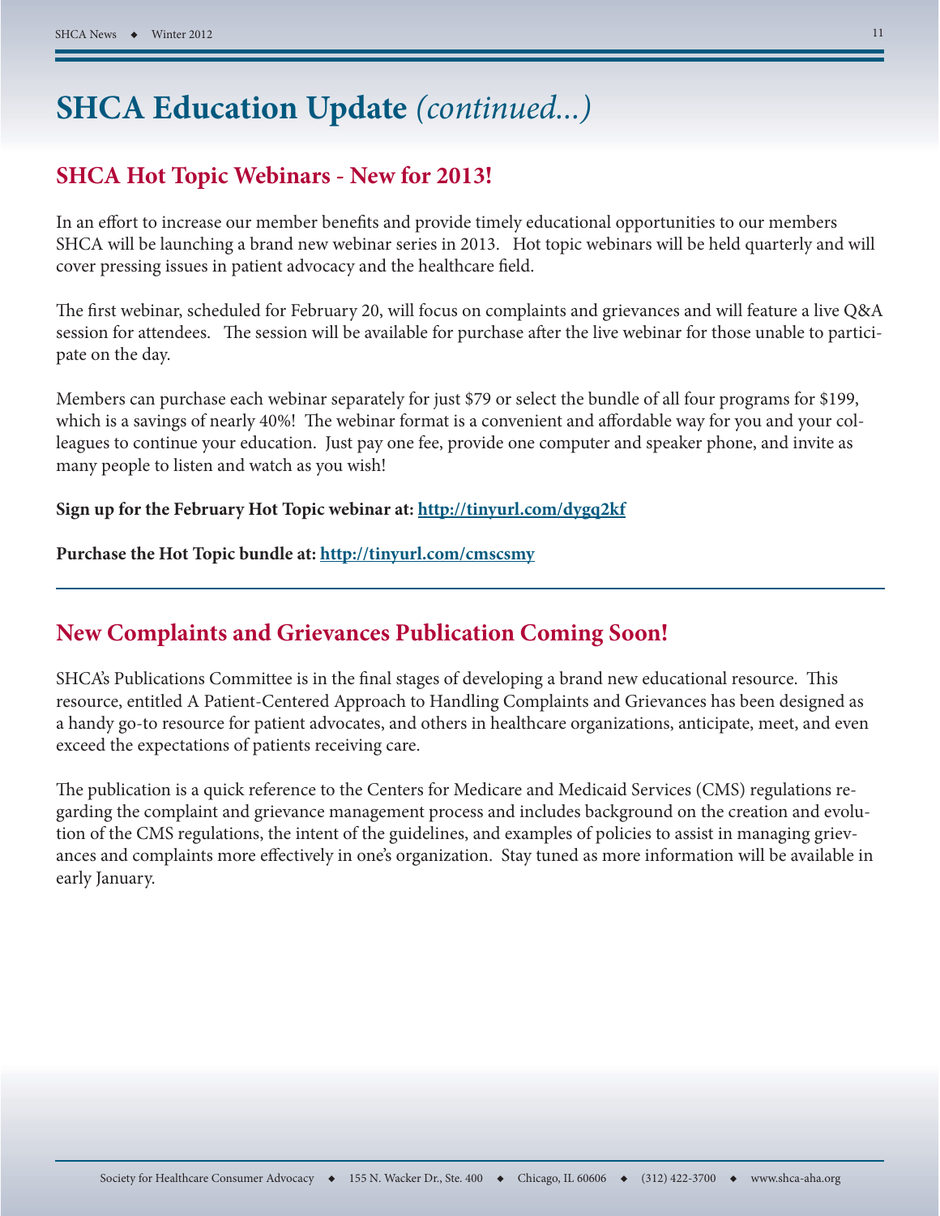# SHCA Education Update *(continued...)*

## SHCA Hot Topic Webinars - New for 2013!

In an effort to increase our member benefits and provide timely educational opportunities to our members SHCA will be launching a brand new webinar series in 2013. Hot topic webinars will be held quarterly and will cover pressing issues in patient advocacy and the healthcare field.

The first webinar, scheduled for February 20, will focus on complaints and grievances and will feature a live Q&A session for attendees. The session will be available for purchase after the live webinar for those unable to participate on the day.

Members can purchase each webinar separately for just $79 or select the bundle of all four programs for $199, which is a savings of nearly 40%! The webinar format is a convenient and affordable way for you and your colleagues to continue your education. Just pay one fee, provide one computer and speaker phone, and invite as many people to listen and watch as you wish!

**Sign up for the February Hot Topic webinar at: http://tinyurl.com/dygq2kf**

**Purchase the Hot Topic bundle at: http://tinyurl.com/cmscsmy**

---

## New Complaints and Grievances Publication Coming Soon!

SHCA's Publications Committee is in the final stages of developing a brand new educational resource. This resource, entitled A Patient-Centered Approach to Handling Complaints and Grievances has been designed as a handy go-to resource for patient advocates, and others in healthcare organizations, anticipate, meet, and even exceed the expectations of patients receiving care.

The publication is a quick reference to the Centers for Medicare and Medicaid Services (CMS) regulations regarding the complaint and grievance management process and includes background on the creation and evolution of the CMS regulations, the intent of the guidelines, and examples of policies to assist in managing grievances and complaints more effectively in one's organization. Stay tuned as more information will be available in early January.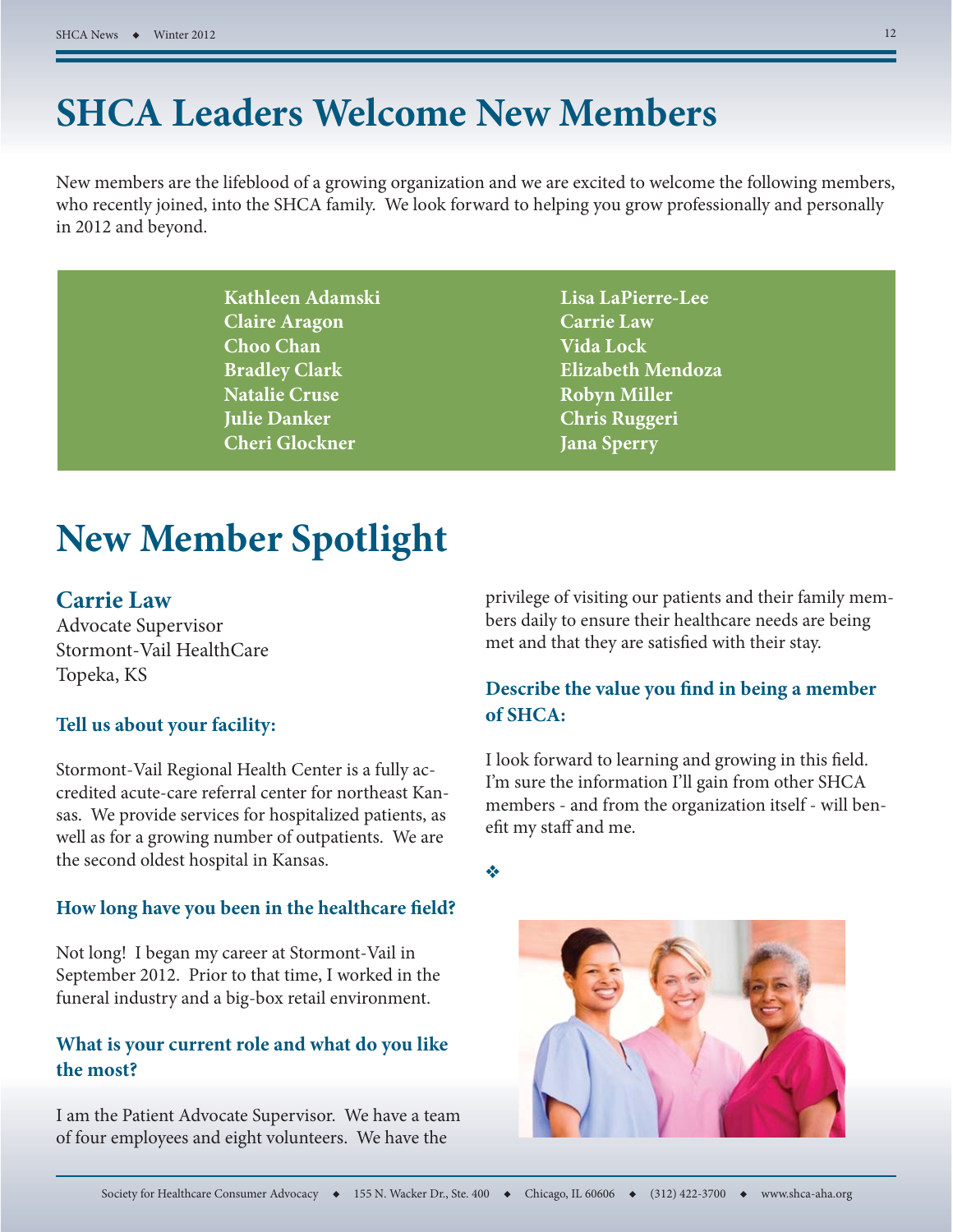# SHCA Leaders Welcome New Members

New members are the lifeblood of a growing organization and we are excited to welcome the following members, who recently joined, into the SHCA family. We look forward to helping you grow professionally and personally in 2012 and beyond.

**Kathleen Adamski**
**Claire Aragon**
**Choo Chan**
**Bradley Clark**
**Natalie Cruse**
**Julie Danker**
**Cheri Glockner**
**Lisa LaPierre-Lee**
**Carrie Law**
**Vida Lock**
**Elizabeth Mendoza**
**Robyn Miller**
**Chris Ruggeri**
**Jana Sperry**

# New Member Spotlight

## Carrie Law

Advocate Supervisor
Stormont-Vail HealthCare
Topeka, KS

### Tell us about your facility:

Stormont-Vail Regional Health Center is a fully accredited acute-care referral center for northeast Kansas. We provide services for hospitalized patients, as well as for a growing number of outpatients. We are the second oldest hospital in Kansas.

### How long have you been in the healthcare field?

Not long! I began my career at Stormont-Vail in September 2012. Prior to that time, I worked in the funeral industry and a big-box retail environment.

### What is your current role and what do you like the most?

I am the Patient Advocate Supervisor. We have a team of four employees and eight volunteers. We have the privilege of visiting our patients and their family members daily to ensure their healthcare needs are being met and that they are satisfied with their stay.

### Describe the value you find in being a member of SHCA:

I look forward to learning and growing in this field. I'm sure the information I'll gain from other SHCA members - and from the organization itself - will benefit my staff and me.

❖